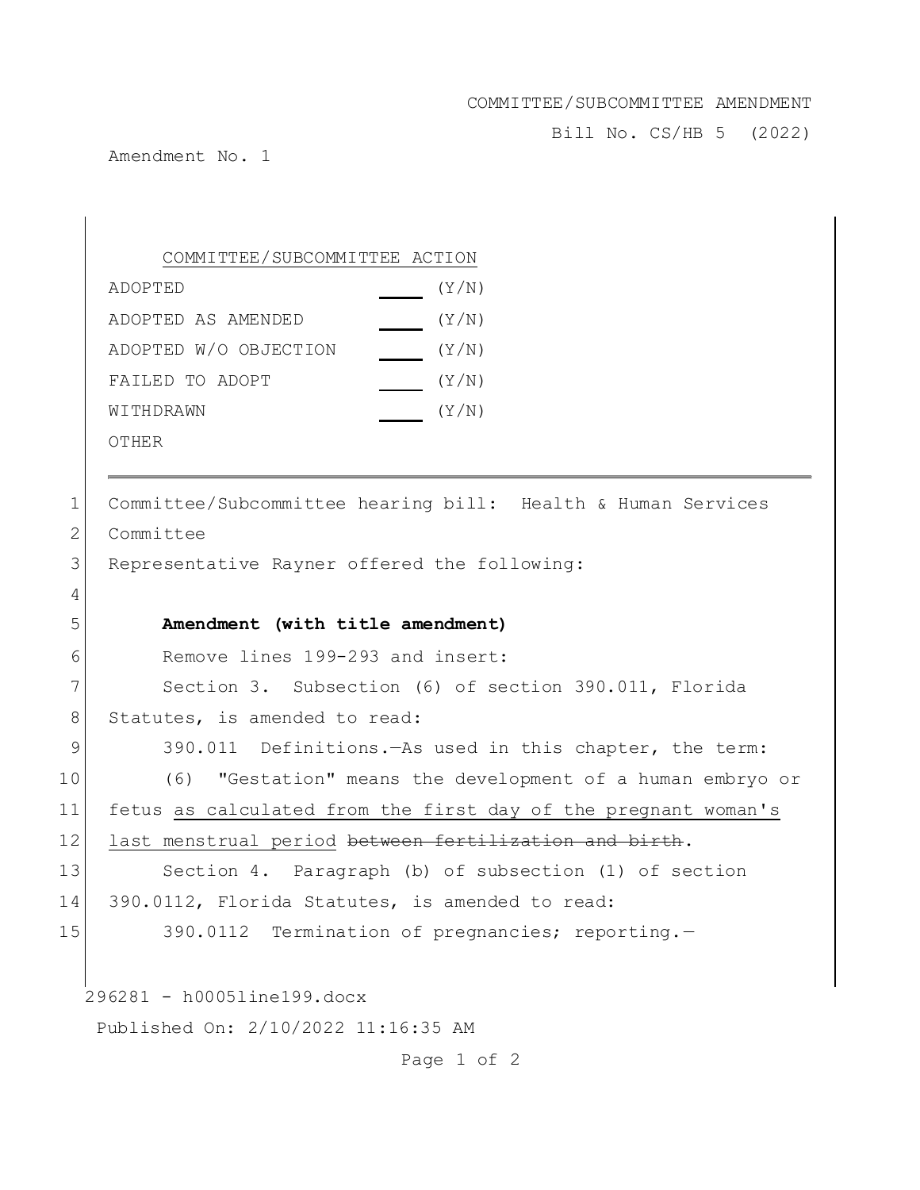COMMITTEE/SUBCOMMITTEE AMENDMENT

Bill No. CS/HB 5 (2022)

Amendment No. 1

| COMMITTEE/SUBCOMMITTEE ACTION | | |
|---|---|---|
| ADOPTED | ____ | (Y/N) |
| ADOPTED AS AMENDED | ____ | (Y/N) |
| ADOPTED W/O OBJECTION | ____ | (Y/N) |
| FAILED TO ADOPT | ____ | (Y/N) |
| WITHDRAWN | ____ | (Y/N) |
| OTHER | | |

---

1 Committee/Subcommittee hearing bill: Health & Human Services
2 Committee
3 Representative Rayner offered the following:
4
5 **Amendment (with title amendment)**
6 Remove lines 199-293 and insert:
7 Section 3. Subsection (6) of section 390.011, Florida
8 Statutes, is amended to read:
9 390.011 Definitions.—As used in this chapter, the term:
10 (6) "Gestation" means the development of a human embryo or
11 fetus <u>as calculated from the first day of the pregnant woman's</u>
12 <u>last menstrual period</u> ~~between fertilization and birth~~.
13 Section 4. Paragraph (b) of subsection (1) of section
14 390.0112, Florida Statutes, is amended to read:
15 390.0112 Termination of pregnancies; reporting.—

296281 - h0005line199.docx

Published On: 2/10/2022 11:16:35 AM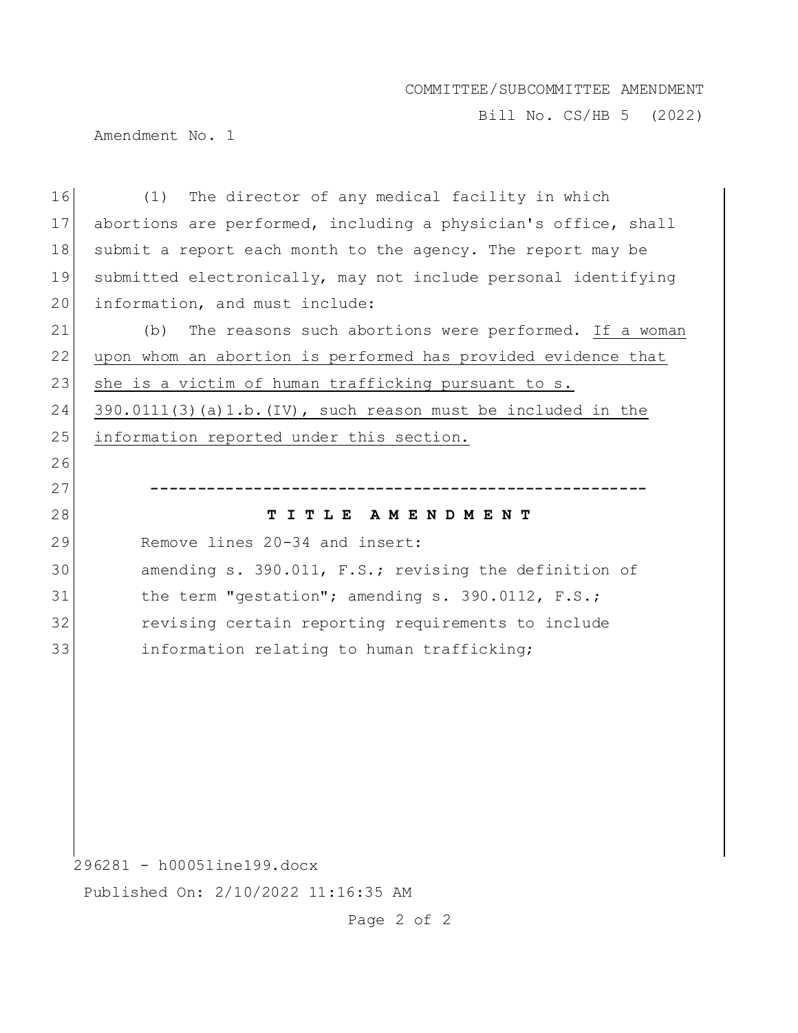(1) The director of any medical facility in which abortions are performed, including a physician's office, shall submit a report each month to the agency. The report may be submitted electronically, may not include personal identifying information, and must include:

(b) The reasons such abortions were performed. <u>If a woman upon whom an abortion is performed has provided evidence that she is a victim of human trafficking pursuant to s. 390.0111(3)(a)1.b.(IV), such reason must be included in the information reported under this section.</u>

-----------------------------------------------------

**T I T L E  A M E N D M E N T**

Remove lines 20-34 and insert:

amending s. 390.011, F.S.; revising the definition of the term "gestation"; amending s. 390.0112, F.S.; revising certain reporting requirements to include information relating to human trafficking;

296281 - h0005line199.docx

Published On: 2/10/2022 11:16:35 AM